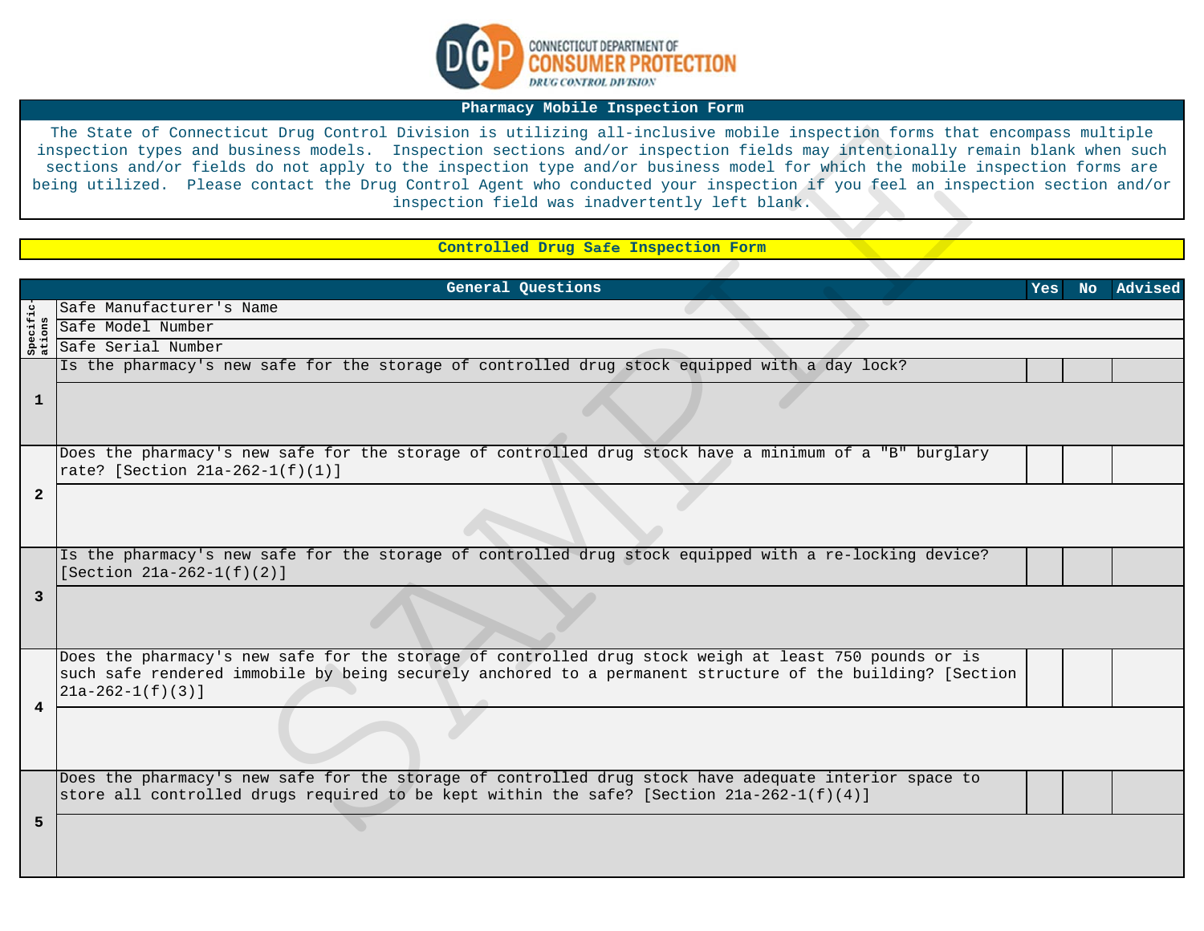# CONNECTICUT DEPARTMENT OF CONSUMER PROTECTION

*DRUG CONTROL DIVISION*

## Pharmacy Mobile Inspection Form

The State of Connecticut Drug Control Division is utilizing all-inclusive mobile inspection forms that encompass multiple inspection types and business models. Inspection sections and/or inspection fields may intentionally remain blank when such sections and/or fields do not apply to the inspection type and/or business model for which the mobile inspection forms are being utilized. Please contact the Drug Control Agent who conducted your inspection if you feel an inspection section and/or inspection field was inadvertently left blank.

## Controlled Drug Safe Inspection Form

| | General Questions | Yes | No | Advised |
|---|---|---|---|---|
| Specifications | Safe Manufacturer's Name | | | |
| | Safe Model Number | | | |
| | Safe Serial Number | | | |
| 1 | Is the pharmacy's new safe for the storage of controlled drug stock equipped with a day lock? | | | |
| | | | | |
| 2 | Does the pharmacy's new safe for the storage of controlled drug stock have a minimum of a "B" burglary rate? [Section 21a-262-1(f)(1)] | | | |
| | | | | |
| 3 | Is the pharmacy's new safe for the storage of controlled drug stock equipped with a re-locking device? [Section 21a-262-1(f)(2)] | | | |
| | | | | |
| 4 | Does the pharmacy's new safe for the storage of controlled drug stock weigh at least 750 pounds or is such safe rendered immobile by being securely anchored to a permanent structure of the building? [Section 21a-262-1(f)(3)] | | | |
| | | | | |
| 5 | Does the pharmacy's new safe for the storage of controlled drug stock have adequate interior space to store all controlled drugs required to be kept within the safe? [Section 21a-262-1(f)(4)] | | | |
| | | | | |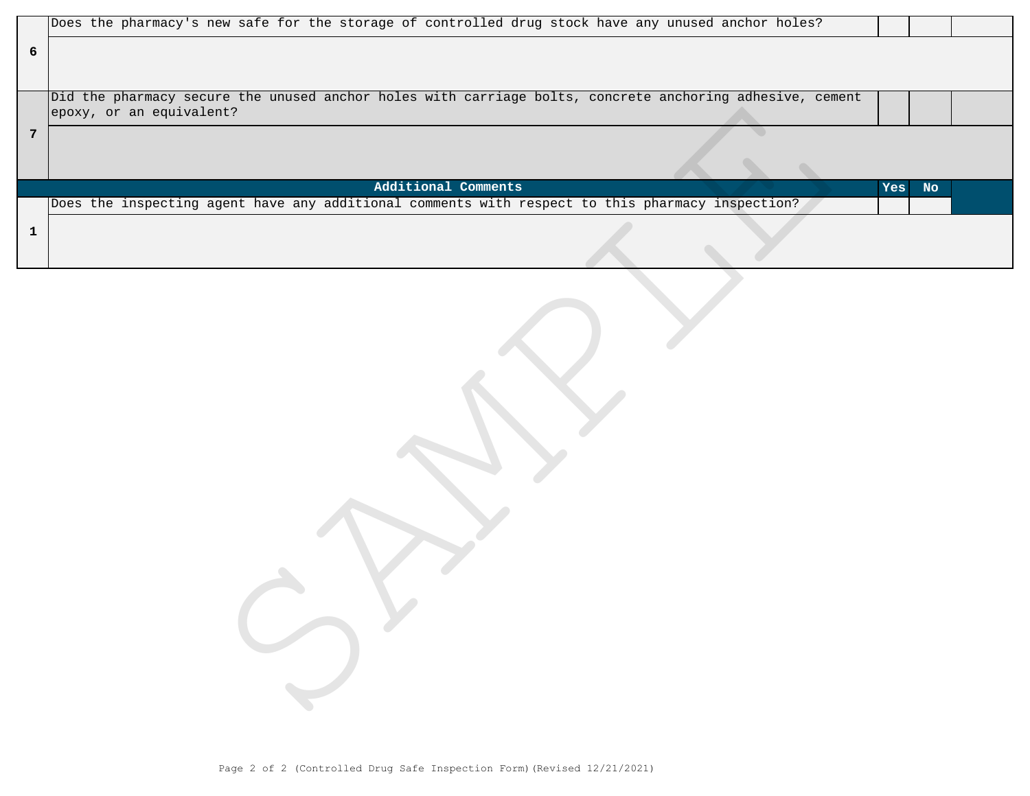| | | Yes | No | |
|---|---|---|---|---|
| 6 | Does the pharmacy's new safe for the storage of controlled drug stock have any unused anchor holes? | | | |
| | | | | |
| 7 | Did the pharmacy secure the unused anchor holes with carriage bolts, concrete anchoring adhesive, cement epoxy, or an equivalent? | | | |
| | | | | |

| | Additional Comments | Yes | No |
|---|---|---|---|
| 1 | Does the inspecting agent have any additional comments with respect to this pharmacy inspection? | | |
| | | | |